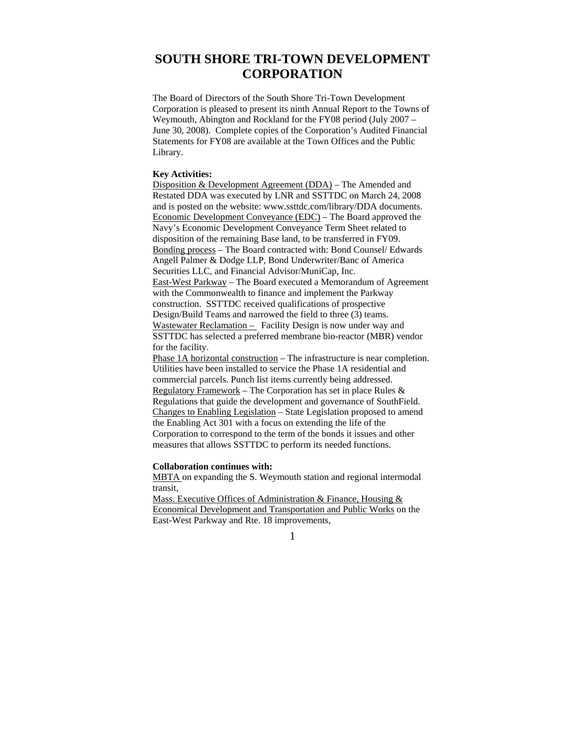# SOUTH SHORE TRI-TOWN DEVELOPMENT CORPORATION

The Board of Directors of the South Shore Tri-Town Development Corporation is pleased to present its ninth Annual Report to the Towns of Weymouth, Abington and Rockland for the FY08 period (July 2007 – June 30, 2008). Complete copies of the Corporation's Audited Financial Statements for FY08 are available at the Town Offices and the Public Library.

**Key Activities:**

Disposition & Development Agreement (DDA) – The Amended and Restated DDA was executed by LNR and SSTTDC on March 24, 2008 and is posted on the website: www.ssttdc.com/library/DDA documents.

Economic Development Conveyance (EDC) – The Board approved the Navy's Economic Development Conveyance Term Sheet related to disposition of the remaining Base land, to be transferred in FY09.

Bonding process – The Board contracted with: Bond Counsel/ Edwards Angell Palmer & Dodge LLP, Bond Underwriter/Banc of America Securities LLC, and Financial Advisor/MuniCap, Inc.

East-West Parkway – The Board executed a Memorandum of Agreement with the Commonwealth to finance and implement the Parkway construction. SSTTDC received qualifications of prospective Design/Build Teams and narrowed the field to three (3) teams.

Wastewater Reclamation – Facility Design is now under way and SSTTDC has selected a preferred membrane bio-reactor (MBR) vendor for the facility.

Phase 1A horizontal construction – The infrastructure is near completion. Utilities have been installed to service the Phase 1A residential and commercial parcels. Punch list items currently being addressed.

Regulatory Framework – The Corporation has set in place Rules & Regulations that guide the development and governance of SouthField.

Changes to Enabling Legislation – State Legislation proposed to amend the Enabling Act 301 with a focus on extending the life of the Corporation to correspond to the term of the bonds it issues and other measures that allows SSTTDC to perform its needed functions.

**Collaboration continues with:**

MBTA on expanding the S. Weymouth station and regional intermodal transit,

Mass. Executive Offices of Administration & Finance, Housing & Economical Development and Transportation and Public Works on the East-West Parkway and Rte. 18 improvements,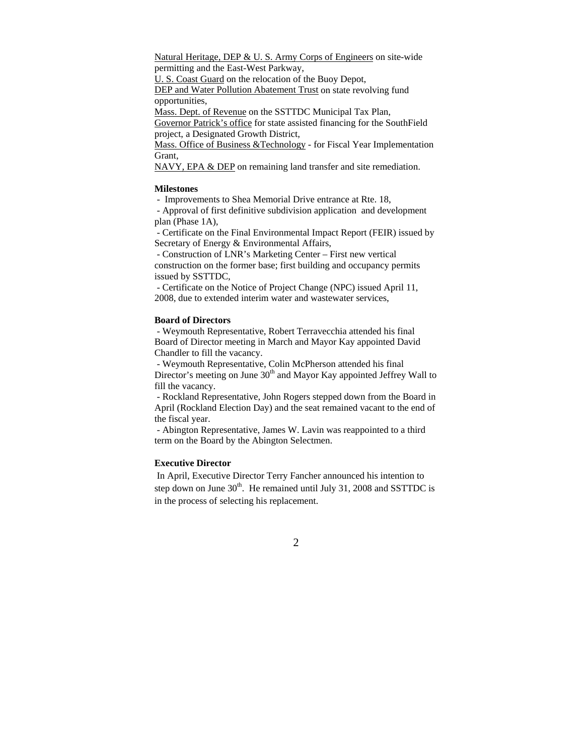Natural Heritage, DEP & U. S. Army Corps of Engineers on site-wide permitting and the East-West Parkway,
U. S. Coast Guard on the relocation of the Buoy Depot,
DEP and Water Pollution Abatement Trust on state revolving fund opportunities,
Mass. Dept. of Revenue on the SSTTDC Municipal Tax Plan,
Governor Patrick's office for state assisted financing for the SouthField project, a Designated Growth District,
Mass. Office of Business &Technology - for Fiscal Year Implementation Grant,
NAVY, EPA & DEP on remaining land transfer and site remediation.

**Milestones**

- Improvements to Shea Memorial Drive entrance at Rte. 18,
- Approval of first definitive subdivision application and development plan (Phase 1A),
- Certificate on the Final Environmental Impact Report (FEIR) issued by Secretary of Energy & Environmental Affairs,
- Construction of LNR's Marketing Center – First new vertical construction on the former base; first building and occupancy permits issued by SSTTDC,
- Certificate on the Notice of Project Change (NPC) issued April 11, 2008, due to extended interim water and wastewater services,

**Board of Directors**

- Weymouth Representative, Robert Terravecchia attended his final Board of Director meeting in March and Mayor Kay appointed David Chandler to fill the vacancy.
- Weymouth Representative, Colin McPherson attended his final Director's meeting on June 30th and Mayor Kay appointed Jeffrey Wall to fill the vacancy.
- Rockland Representative, John Rogers stepped down from the Board in April (Rockland Election Day) and the seat remained vacant to the end of the fiscal year.
- Abington Representative, James W. Lavin was reappointed to a third term on the Board by the Abington Selectmen.

**Executive Director**

In April, Executive Director Terry Fancher announced his intention to step down on June 30th. He remained until July 31, 2008 and SSTTDC is in the process of selecting his replacement.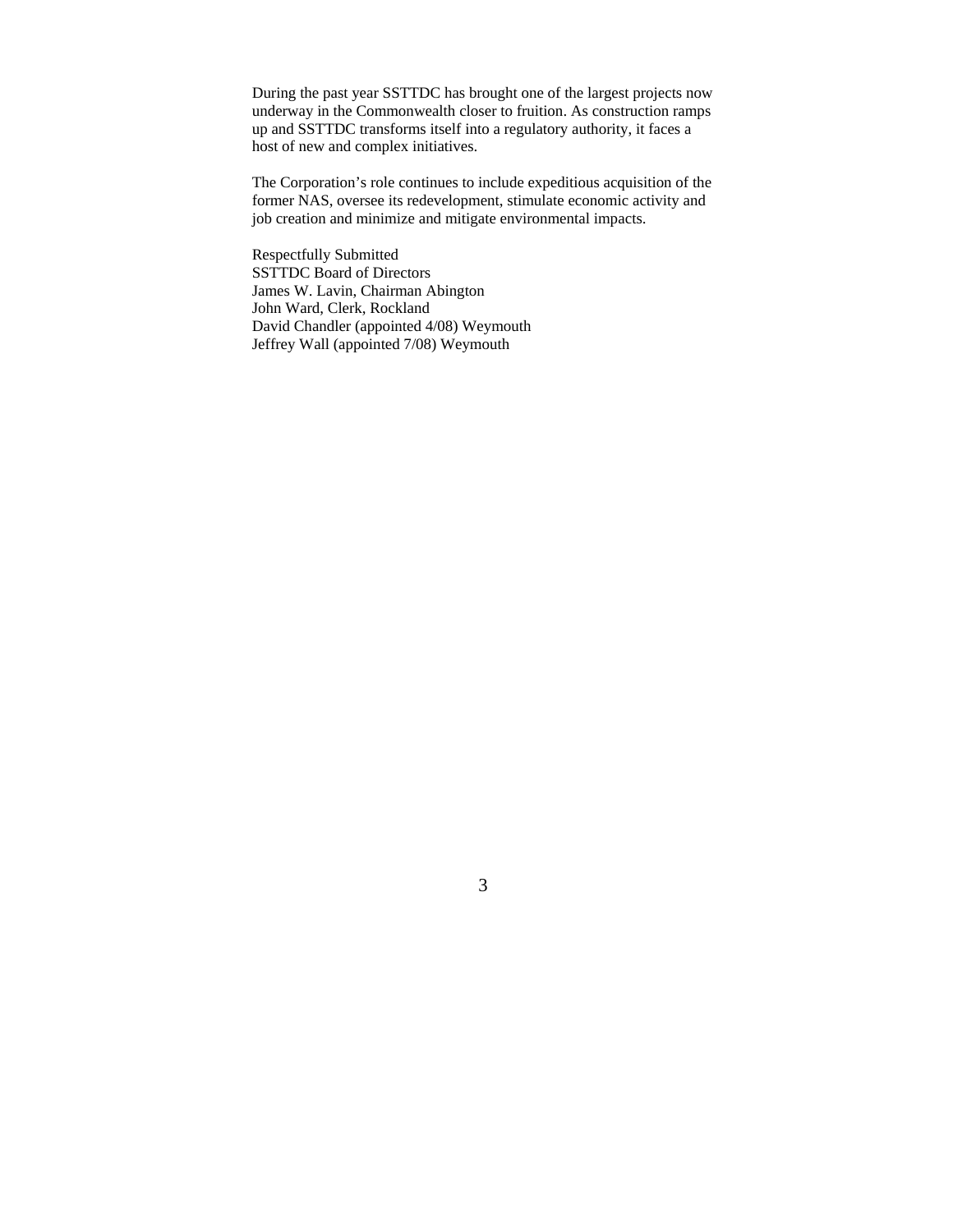During the past year SSTTDC has brought one of the largest projects now underway in the Commonwealth closer to fruition. As construction ramps up and SSTTDC transforms itself into a regulatory authority, it faces a host of new and complex initiatives.

The Corporation's role continues to include expeditious acquisition of the former NAS, oversee its redevelopment, stimulate economic activity and job creation and minimize and mitigate environmental impacts.

Respectfully Submitted
SSTTDC Board of Directors
James W. Lavin, Chairman Abington
John Ward, Clerk, Rockland
David Chandler (appointed 4/08) Weymouth
Jeffrey Wall (appointed 7/08) Weymouth